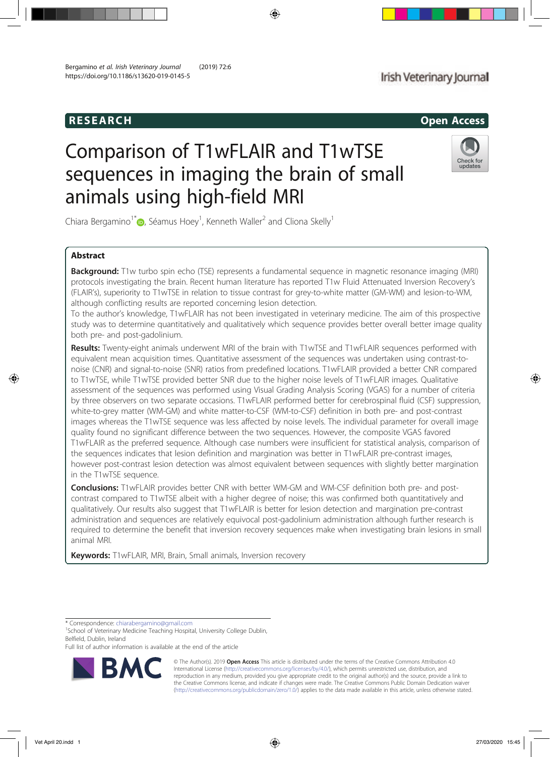RESEARCH · Open Access

# Comparison of T1wFLAIR and T1wTSE sequences in imaging the brain of small animals using high-field MRI

Chiara Bergamino[1*], Séamus Hoey[1], Kenneth Waller[2] and Cliona Skelly[1]

## Abstract

**Background:** T1w turbo spin echo (TSE) represents a fundamental sequence in magnetic resonance imaging (MRI) protocols investigating the brain. Recent human literature has reported T1w Fluid Attenuated Inversion Recovery's (FLAIR's), superiority to T1wTSE in relation to tissue contrast for grey-to-white matter (GM-WM) and lesion-to-WM, although conflicting results are reported concerning lesion detection.

To the author's knowledge, T1wFLAIR has not been investigated in veterinary medicine. The aim of this prospective study was to determine quantitatively and qualitatively which sequence provides better overall better image quality both pre- and post-gadolinium.

**Results:** Twenty-eight animals underwent MRI of the brain with T1wTSE and T1wFLAIR sequences performed with equivalent mean acquisition times. Quantitative assessment of the sequences was undertaken using contrast-to-noise (CNR) and signal-to-noise (SNR) ratios from predefined locations. T1wFLAIR provided a better CNR compared to T1wTSE, while T1wTSE provided better SNR due to the higher noise levels of T1wFLAIR images. Qualitative assessment of the sequences was performed using Visual Grading Analysis Scoring (VGAS) for a number of criteria by three observers on two separate occasions. T1wFLAIR performed better for cerebrospinal fluid (CSF) suppression, white-to-grey matter (WM-GM) and white matter-to-CSF (WM-to-CSF) definition in both pre- and post-contrast images whereas the T1wTSE sequence was less affected by noise levels. The individual parameter for overall image quality found no significant difference between the two sequences. However, the composite VGAS favored T1wFLAIR as the preferred sequence. Although case numbers were insufficient for statistical analysis, comparison of the sequences indicates that lesion definition and margination was better in T1wFLAIR pre-contrast images, however post-contrast lesion detection was almost equivalent between sequences with slightly better margination in the T1wTSE sequence.

**Conclusions:** T1wFLAIR provides better CNR with better WM-GM and WM-CSF definition both pre- and post-contrast compared to T1wTSE albeit with a higher degree of noise; this was confirmed both quantitatively and qualitatively. Our results also suggest that T1wFLAIR is better for lesion detection and margination pre-contrast administration and sequences are relatively equivocal post-gadolinium administration although further research is required to determine the benefit that inversion recovery sequences make when investigating brain lesions in small animal MRI.

**Keywords:** T1wFLAIR, MRI, Brain, Small animals, Inversion recovery

---

* Correspondence: chiarabergamino@gmail.com

[1]School of Veterinary Medicine Teaching Hospital, University College Dublin, Belfield, Dublin, Ireland

Full list of author information is available at the end of the article

© The Author(s). 2019 **Open Access** This article is distributed under the terms of the Creative Commons Attribution 4.0 International License (http://creativecommons.org/licenses/by/4.0/), which permits unrestricted use, distribution, and reproduction in any medium, provided you give appropriate credit to the original author(s) and the source, provide a link to the Creative Commons license, and indicate if changes were made. The Creative Commons Public Domain Dedication waiver (http://creativecommons.org/publicdomain/zero/1.0/) applies to the data made available in this article, unless otherwise stated.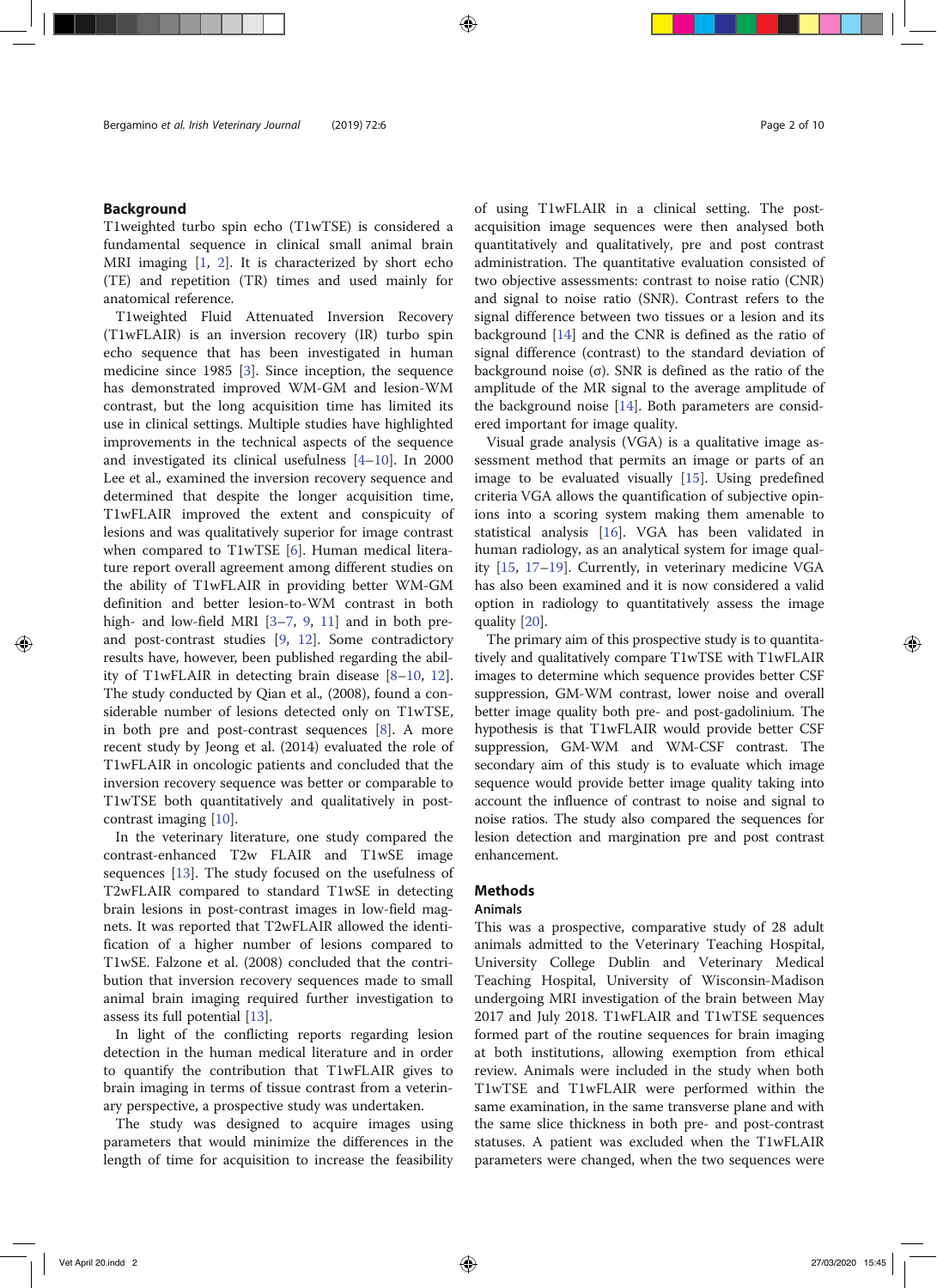## Background

T1weighted turbo spin echo (T1wTSE) is considered a fundamental sequence in clinical small animal brain MRI imaging [1, 2]. It is characterized by short echo (TE) and repetition (TR) times and used mainly for anatomical reference.

T1weighted Fluid Attenuated Inversion Recovery (T1wFLAIR) is an inversion recovery (IR) turbo spin echo sequence that has been investigated in human medicine since 1985 [3]. Since inception, the sequence has demonstrated improved WM-GM and lesion-WM contrast, but the long acquisition time has limited its use in clinical settings. Multiple studies have highlighted improvements in the technical aspects of the sequence and investigated its clinical usefulness [4–10]. In 2000 Lee et al., examined the inversion recovery sequence and determined that despite the longer acquisition time, T1wFLAIR improved the extent and conspicuity of lesions and was qualitatively superior for image contrast when compared to T1wTSE [6]. Human medical literature report overall agreement among different studies on the ability of T1wFLAIR in providing better WM-GM definition and better lesion-to-WM contrast in both high- and low-field MRI [3–7, 9, 11] and in both pre- and post-contrast studies [9, 12]. Some contradictory results have, however, been published regarding the ability of T1wFLAIR in detecting brain disease [8–10, 12]. The study conducted by Qian et al., (2008), found a considerable number of lesions detected only on T1wTSE, in both pre and post-contrast sequences [8]. A more recent study by Jeong et al. (2014) evaluated the role of T1wFLAIR in oncologic patients and concluded that the inversion recovery sequence was better or comparable to T1wTSE both quantitatively and qualitatively in post-contrast imaging [10].

In the veterinary literature, one study compared the contrast-enhanced T2w FLAIR and T1wSE image sequences [13]. The study focused on the usefulness of T2wFLAIR compared to standard T1wSE in detecting brain lesions in post-contrast images in low-field magnets. It was reported that T2wFLAIR allowed the identification of a higher number of lesions compared to T1wSE. Falzone et al. (2008) concluded that the contribution that inversion recovery sequences made to small animal brain imaging required further investigation to assess its full potential [13].

In light of the conflicting reports regarding lesion detection in the human medical literature and in order to quantify the contribution that T1wFLAIR gives to brain imaging in terms of tissue contrast from a veterinary perspective, a prospective study was undertaken.

The study was designed to acquire images using parameters that would minimize the differences in the length of time for acquisition to increase the feasibility of using T1wFLAIR in a clinical setting. The post-acquisition image sequences were then analysed both quantitatively and qualitatively, pre and post contrast administration. The quantitative evaluation consisted of two objective assessments: contrast to noise ratio (CNR) and signal to noise ratio (SNR). Contrast refers to the signal difference between two tissues or a lesion and its background [14] and the CNR is defined as the ratio of signal difference (contrast) to the standard deviation of background noise (σ). SNR is defined as the ratio of the amplitude of the MR signal to the average amplitude of the background noise [14]. Both parameters are considered important for image quality.

Visual grade analysis (VGA) is a qualitative image assessment method that permits an image or parts of an image to be evaluated visually [15]. Using predefined criteria VGA allows the quantification of subjective opinions into a scoring system making them amenable to statistical analysis [16]. VGA has been validated in human radiology, as an analytical system for image quality [15, 17–19]. Currently, in veterinary medicine VGA has also been examined and it is now considered a valid option in radiology to quantitatively assess the image quality [20].

The primary aim of this prospective study is to quantitatively and qualitatively compare T1wTSE with T1wFLAIR images to determine which sequence provides better CSF suppression, GM-WM contrast, lower noise and overall better image quality both pre- and post-gadolinium. The hypothesis is that T1wFLAIR would provide better CSF suppression, GM-WM and WM-CSF contrast. The secondary aim of this study is to evaluate which image sequence would provide better image quality taking into account the influence of contrast to noise and signal to noise ratios. The study also compared the sequences for lesion detection and margination pre and post contrast enhancement.

## Methods

### Animals

This was a prospective, comparative study of 28 adult animals admitted to the Veterinary Teaching Hospital, University College Dublin and Veterinary Medical Teaching Hospital, University of Wisconsin-Madison undergoing MRI investigation of the brain between May 2017 and July 2018. T1wFLAIR and T1wTSE sequences formed part of the routine sequences for brain imaging at both institutions, allowing exemption from ethical review. Animals were included in the study when both T1wTSE and T1wFLAIR were performed within the same examination, in the same transverse plane and with the same slice thickness in both pre- and post-contrast statuses. A patient was excluded when the T1wFLAIR parameters were changed, when the two sequences were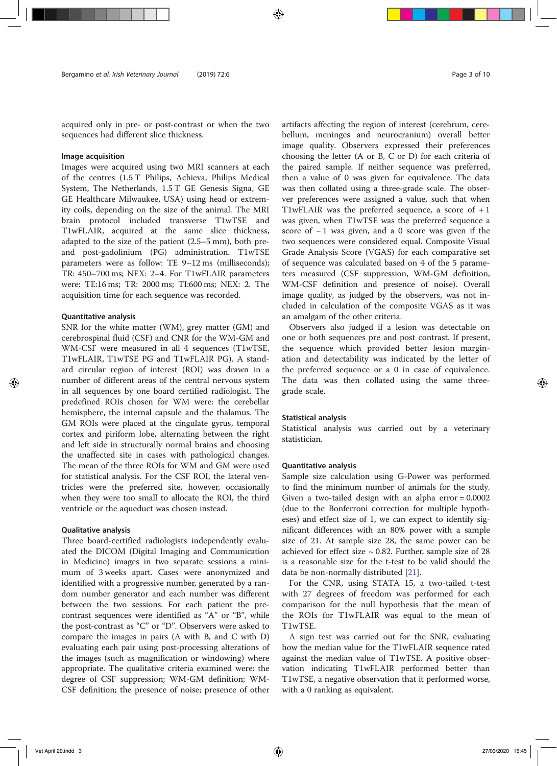acquired only in pre- or post-contrast or when the two sequences had different slice thickness.

### Image acquisition

Images were acquired using two MRI scanners at each of the centres (1.5 T Philips, Achieva, Philips Medical System, The Netherlands, 1.5 T GE Genesis Signa, GE GE Healthcare Milwaukee, USA) using head or extremity coils, depending on the size of the animal. The MRI brain protocol included transverse T1wTSE and T1wFLAIR, acquired at the same slice thickness, adapted to the size of the patient (2.5–5 mm), both pre- and post-gadolinium (PG) administration. T1wTSE parameters were as follow: TE 9–12 ms (milliseconds); TR: 450–700 ms; NEX: 2–4. For T1wFLAIR parameters were: TE:16 ms; TR: 2000 ms; TI:600 ms; NEX: 2. The acquisition time for each sequence was recorded.

### Quantitative analysis

SNR for the white matter (WM), grey matter (GM) and cerebrospinal fluid (CSF) and CNR for the WM-GM and WM-CSF were measured in all 4 sequences (T1wTSE, T1wFLAIR, T1wTSE PG and T1wFLAIR PG). A standard circular region of interest (ROI) was drawn in a number of different areas of the central nervous system in all sequences by one board certified radiologist. The predefined ROIs chosen for WM were: the cerebellar hemisphere, the internal capsule and the thalamus. The GM ROIs were placed at the cingulate gyrus, temporal cortex and piriform lobe, alternating between the right and left side in structurally normal brains and choosing the unaffected site in cases with pathological changes. The mean of the three ROIs for WM and GM were used for statistical analysis. For the CSF ROI, the lateral ventricles were the preferred site, however, occasionally when they were too small to allocate the ROI, the third ventricle or the aqueduct was chosen instead.

### Qualitative analysis

Three board-certified radiologists independently evaluated the DICOM (Digital Imaging and Communication in Medicine) images in two separate sessions a minimum of 3 weeks apart. Cases were anonymized and identified with a progressive number, generated by a random number generator and each number was different between the two sessions. For each patient the pre-contrast sequences were identified as "A" or "B", while the post-contrast as "C" or "D". Observers were asked to compare the images in pairs (A with B, and C with D) evaluating each pair using post-processing alterations of the images (such as magnification or windowing) where appropriate. The qualitative criteria examined were: the degree of CSF suppression; WM-GM definition; WM-CSF definition; the presence of noise; presence of other artifacts affecting the region of interest (cerebrum, cerebellum, meninges and neurocranium) overall better image quality. Observers expressed their preferences choosing the letter (A or B, C or D) for each criteria of the paired sample. If neither sequence was preferred, then a value of 0 was given for equivalence. The data was then collated using a three-grade scale. The observer preferences were assigned a value, such that when T1wFLAIR was the preferred sequence, a score of + 1 was given, when T1wTSE was the preferred sequence a score of − 1 was given, and a 0 score was given if the two sequences were considered equal. Composite Visual Grade Analysis Score (VGAS) for each comparative set of sequence was calculated based on 4 of the 5 parameters measured (CSF suppression, WM-GM definition, WM-CSF definition and presence of noise). Overall image quality, as judged by the observers, was not included in calculation of the composite VGAS as it was an amalgam of the other criteria.

Observers also judged if a lesion was detectable on one or both sequences pre and post contrast. If present, the sequence which provided better lesion margination and detectability was indicated by the letter of the preferred sequence or a 0 in case of equivalence. The data was then collated using the same three-grade scale.

### Statistical analysis

Statistical analysis was carried out by a veterinary statistician.

### Quantitative analysis

Sample size calculation using G-Power was performed to find the minimum number of animals for the study. Given a two-tailed design with an alpha error = 0.0002 (due to the Bonferroni correction for multiple hypotheses) and effect size of 1, we can expect to identify significant differences with an 80% power with a sample size of 21. At sample size 28, the same power can be achieved for effect size ~ 0.82. Further, sample size of 28 is a reasonable size for the t-test to be valid should the data be non-normally distributed [21].

For the CNR, using STATA 15, a two-tailed t-test with 27 degrees of freedom was performed for each comparison for the null hypothesis that the mean of the ROIs for T1wFLAIR was equal to the mean of T1wTSE.

A sign test was carried out for the SNR, evaluating how the median value for the T1wFLAIR sequence rated against the median value of T1wTSE. A positive observation indicating T1wFLAIR performed better than T1wTSE, a negative observation that it performed worse, with a 0 ranking as equivalent.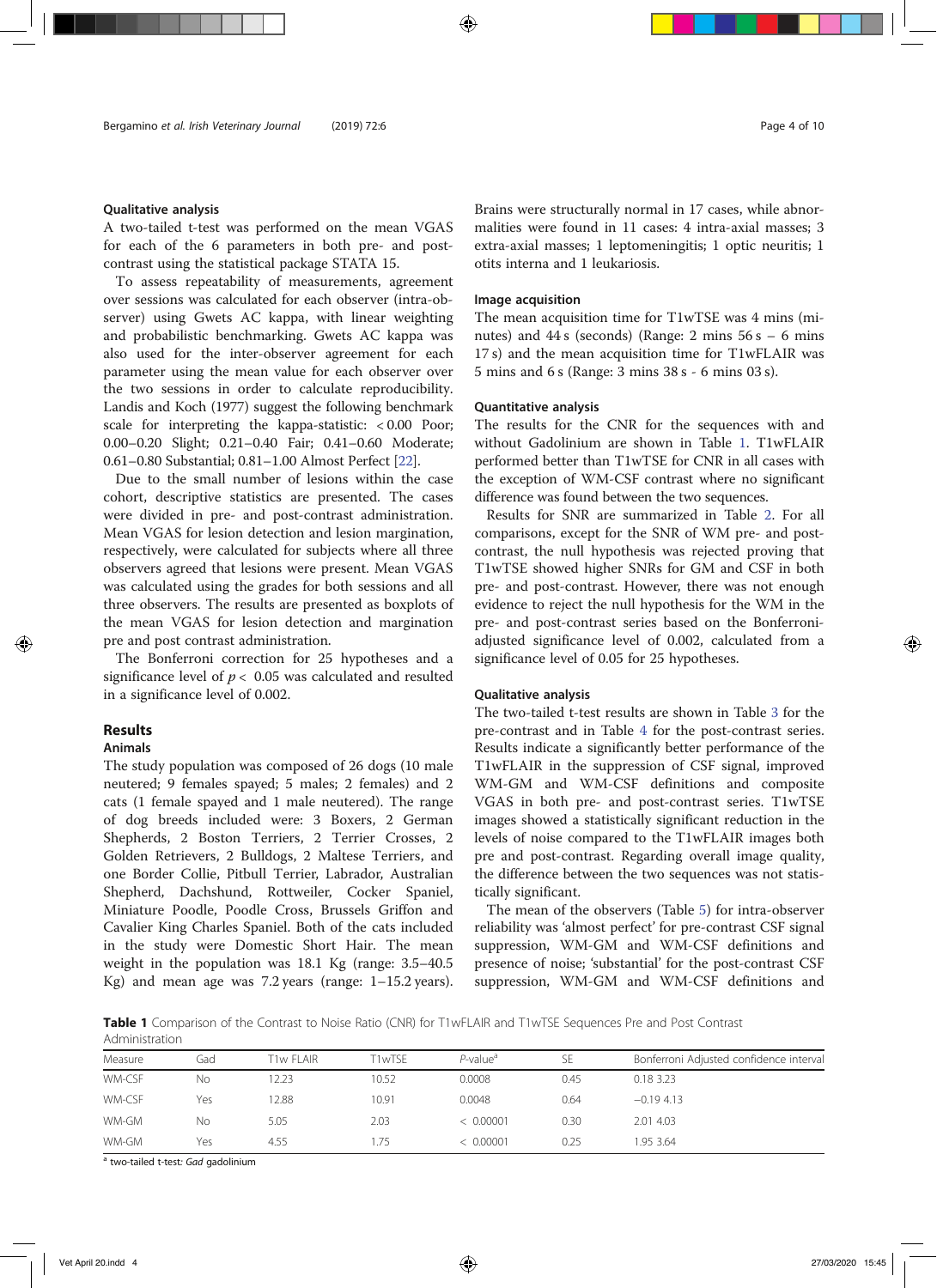### Qualitative analysis

A two-tailed t-test was performed on the mean VGAS for each of the 6 parameters in both pre- and post-contrast using the statistical package STATA 15.

To assess repeatability of measurements, agreement over sessions was calculated for each observer (intra-observer) using Gwets AC kappa, with linear weighting and probabilistic benchmarking. Gwets AC kappa was also used for the inter-observer agreement for each parameter using the mean value for each observer over the two sessions in order to calculate reproducibility. Landis and Koch (1977) suggest the following benchmark scale for interpreting the kappa-statistic: < 0.00 Poor; 0.00–0.20 Slight; 0.21–0.40 Fair; 0.41–0.60 Moderate; 0.61–0.80 Substantial; 0.81–1.00 Almost Perfect [22].

Due to the small number of lesions within the case cohort, descriptive statistics are presented. The cases were divided in pre- and post-contrast administration. Mean VGAS for lesion detection and lesion margination, respectively, were calculated for subjects where all three observers agreed that lesions were present. Mean VGAS was calculated using the grades for both sessions and all three observers. The results are presented as boxplots of the mean VGAS for lesion detection and margination pre and post contrast administration.

The Bonferroni correction for 25 hypotheses and a significance level of $p < 0.05$ was calculated and resulted in a significance level of 0.002.

## Results

### Animals

The study population was composed of 26 dogs (10 male neutered; 9 females spayed; 5 males; 2 females) and 2 cats (1 female spayed and 1 male neutered). The range of dog breeds included were: 3 Boxers, 2 German Shepherds, 2 Boston Terriers, 2 Terrier Crosses, 2 Golden Retrievers, 2 Bulldogs, 2 Maltese Terriers, and one Border Collie, Pitbull Terrier, Labrador, Australian Shepherd, Dachshund, Rottweiler, Cocker Spaniel, Miniature Poodle, Poodle Cross, Brussels Griffon and Cavalier King Charles Spaniel. Both of the cats included in the study were Domestic Short Hair. The mean weight in the population was 18.1 Kg (range: 3.5–40.5 Kg) and mean age was 7.2 years (range: 1–15.2 years). Brains were structurally normal in 17 cases, while abnormalities were found in 11 cases: 4 intra-axial masses; 3 extra-axial masses; 1 leptomeningitis; 1 optic neuritis; 1 otits interna and 1 leukariosis.

### Image acquisition

The mean acquisition time for T1wTSE was 4 mins (minutes) and 44 s (seconds) (Range: 2 mins 56 s – 6 mins 17 s) and the mean acquisition time for T1wFLAIR was 5 mins and 6 s (Range: 3 mins 38 s - 6 mins 03 s).

### Quantitative analysis

The results for the CNR for the sequences with and without Gadolinium are shown in Table 1. T1wFLAIR performed better than T1wTSE for CNR in all cases with the exception of WM-CSF contrast where no significant difference was found between the two sequences.

Results for SNR are summarized in Table 2. For all comparisons, except for the SNR of WM pre- and post-contrast, the null hypothesis was rejected proving that T1wTSE showed higher SNRs for GM and CSF in both pre- and post-contrast. However, there was not enough evidence to reject the null hypothesis for the WM in the pre- and post-contrast series based on the Bonferroni-adjusted significance level of 0.002, calculated from a significance level of 0.05 for 25 hypotheses.

### Qualitative analysis

The two-tailed t-test results are shown in Table 3 for the pre-contrast and in Table 4 for the post-contrast series. Results indicate a significantly better performance of the T1wFLAIR in the suppression of CSF signal, improved WM-GM and WM-CSF definitions and composite VGAS in both pre- and post-contrast series. T1wTSE images showed a statistically significant reduction in the levels of noise compared to the T1wFLAIR images both pre and post-contrast. Regarding overall image quality, the difference between the two sequences was not statistically significant.

The mean of the observers (Table 5) for intra-observer reliability was 'almost perfect' for pre-contrast CSF signal suppression, WM-GM and WM-CSF definitions and presence of noise; 'substantial' for the post-contrast CSF suppression, WM-GM and WM-CSF definitions and

**Table 1** Comparison of the Contrast to Noise Ratio (CNR) for T1wFLAIR and T1wTSE Sequences Pre and Post Contrast Administration

| Measure | Gad | T1w FLAIR | T1wTSE | P-value[a] | SE | Bonferroni Adjusted confidence interval |
|---|---|---|---|---|---|---|
| WM-CSF | No | 12.23 | 10.52 | 0.0008 | 0.45 | 0.18 3.23 |
| WM-CSF | Yes | 12.88 | 10.91 | 0.0048 | 0.64 | −0.19 4.13 |
| WM-GM | No | 5.05 | 2.03 | < 0.00001 | 0.30 | 2.01 4.03 |
| WM-GM | Yes | 4.55 | 1.75 | < 0.00001 | 0.25 | 1.95 3.64 |

[a] two-tailed t-test: *Gad* gadolinium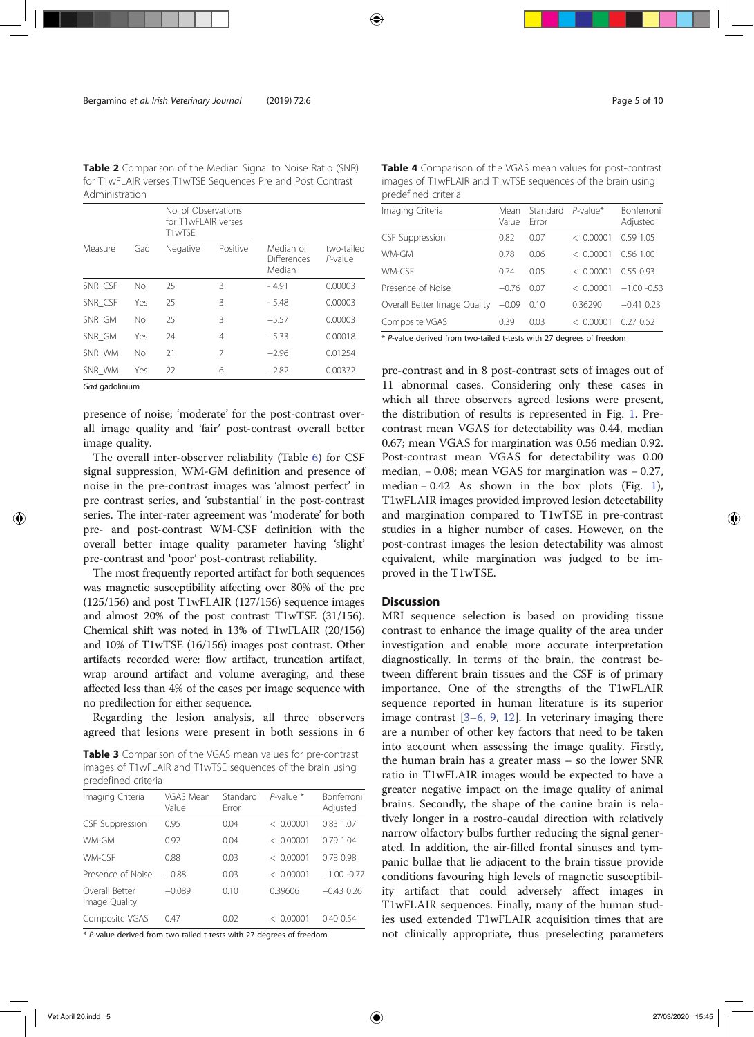**Table 2** Comparison of the Median Signal to Noise Ratio (SNR) for T1wFLAIR verses T1wTSE Sequences Pre and Post Contrast Administration

| Measure | Gad | No. of Observations for T1wFLAIR verses T1wTSE | | Median of Differences Median | two-tailed *P*-value |
|---|---|---|---|---|---|
| | | Negative | Positive | | |
| SNR_CSF | No | 25 | 3 | - 4.91 | 0.00003 |
| SNR_CSF | Yes | 25 | 3 | - 5.48 | 0.00003 |
| SNR_GM | No | 25 | 3 | −5.57 | 0.00003 |
| SNR_GM | Yes | 24 | 4 | −5.33 | 0.00018 |
| SNR_WM | No | 21 | 7 | −2.96 | 0.01254 |
| SNR_WM | Yes | 22 | 6 | −2.82 | 0.00372 |

*Gad* gadolinium

presence of noise; 'moderate' for the post-contrast overall image quality and 'fair' post-contrast overall better image quality.

The overall inter-observer reliability (Table 6) for CSF signal suppression, WM-GM definition and presence of noise in the pre-contrast images was 'almost perfect' in pre contrast series, and 'substantial' in the post-contrast series. The inter-rater agreement was 'moderate' for both pre- and post-contrast WM-CSF definition with the overall better image quality parameter having 'slight' pre-contrast and 'poor' post-contrast reliability.

The most frequently reported artifact for both sequences was magnetic susceptibility affecting over 80% of the pre (125/156) and post T1wFLAIR (127/156) sequence images and almost 20% of the post contrast T1wTSE (31/156). Chemical shift was noted in 13% of T1wFLAIR (20/156) and 10% of T1wTSE (16/156) images post contrast. Other artifacts recorded were: flow artifact, truncation artifact, wrap around artifact and volume averaging, and these affected less than 4% of the cases per image sequence with no predilection for either sequence.

Regarding the lesion analysis, all three observers agreed that lesions were present in both sessions in 6

**Table 3** Comparison of the VGAS mean values for pre-contrast images of T1wFLAIR and T1wTSE sequences of the brain using predefined criteria

| Imaging Criteria | VGAS Mean Value | Standard Error | *P*-value * | Bonferroni Adjusted |
|---|---|---|---|---|
| CSF Suppression | 0.95 | 0.04 | < 0.00001 | 0.83 1.07 |
| WM-GM | 0.92 | 0.04 | < 0.00001 | 0.79 1.04 |
| WM-CSF | 0.88 | 0.03 | < 0.00001 | 0.78 0.98 |
| Presence of Noise | −0.88 | 0.03 | < 0.00001 | −1.00 -0.77 |
| Overall Better Image Quality | −0.089 | 0.10 | 0.39606 | −0.43 0.26 |
| Composite VGAS | 0.47 | 0.02 | < 0.00001 | 0.40 0.54 |

\* *P*-value derived from two-tailed t-tests with 27 degrees of freedom

**Table 4** Comparison of the VGAS mean values for post-contrast images of T1wFLAIR and T1wTSE sequences of the brain using predefined criteria

| Imaging Criteria | Mean Value | Standard Error | *P*-value* | Bonferroni Adjusted |
|---|---|---|---|---|
| CSF Suppression | 0.82 | 0.07 | < 0.00001 | 0.59 1.05 |
| WM-GM | 0.78 | 0.06 | < 0.00001 | 0.56 1.00 |
| WM-CSF | 0.74 | 0.05 | < 0.00001 | 0.55 0.93 |
| Presence of Noise | −0.76 | 0.07 | < 0.00001 | −1.00 -0.53 |
| Overall Better Image Quality | −0.09 | 0.10 | 0.36290 | −0.41 0.23 |
| Composite VGAS | 0.39 | 0.03 | < 0.00001 | 0.27 0.52 |

\* *P*-value derived from two-tailed t-tests with 27 degrees of freedom

pre-contrast and in 8 post-contrast sets of images out of 11 abnormal cases. Considering only these cases in which all three observers agreed lesions were present, the distribution of results is represented in Fig. 1. Pre-contrast mean VGAS for detectability was 0.44, median 0.67; mean VGAS for margination was 0.56 median 0.92. Post-contrast mean VGAS for detectability was 0.00 median, − 0.08; mean VGAS for margination was − 0.27, median − 0.42 As shown in the box plots (Fig. 1), T1wFLAIR images provided improved lesion detectability and margination compared to T1wTSE in pre-contrast studies in a higher number of cases. However, on the post-contrast images the lesion detectability was almost equivalent, while margination was judged to be improved in the T1wTSE.

## Discussion

MRI sequence selection is based on providing tissue contrast to enhance the image quality of the area under investigation and enable more accurate interpretation diagnostically. In terms of the brain, the contrast between different brain tissues and the CSF is of primary importance. One of the strengths of the T1wFLAIR sequence reported in human literature is its superior image contrast [3–6, 9, 12]. In veterinary imaging there are a number of other key factors that need to be taken into account when assessing the image quality. Firstly, the human brain has a greater mass – so the lower SNR ratio in T1wFLAIR images would be expected to have a greater negative impact on the image quality of animal brains. Secondly, the shape of the canine brain is relatively longer in a rostro-caudal direction with relatively narrow olfactory bulbs further reducing the signal generated. In addition, the air-filled frontal sinuses and tympanic bullae that lie adjacent to the brain tissue provide conditions favouring high levels of magnetic susceptibility artifact that could adversely affect images in T1wFLAIR sequences. Finally, many of the human studies used extended T1wFLAIR acquisition times that are not clinically appropriate, thus preselecting parameters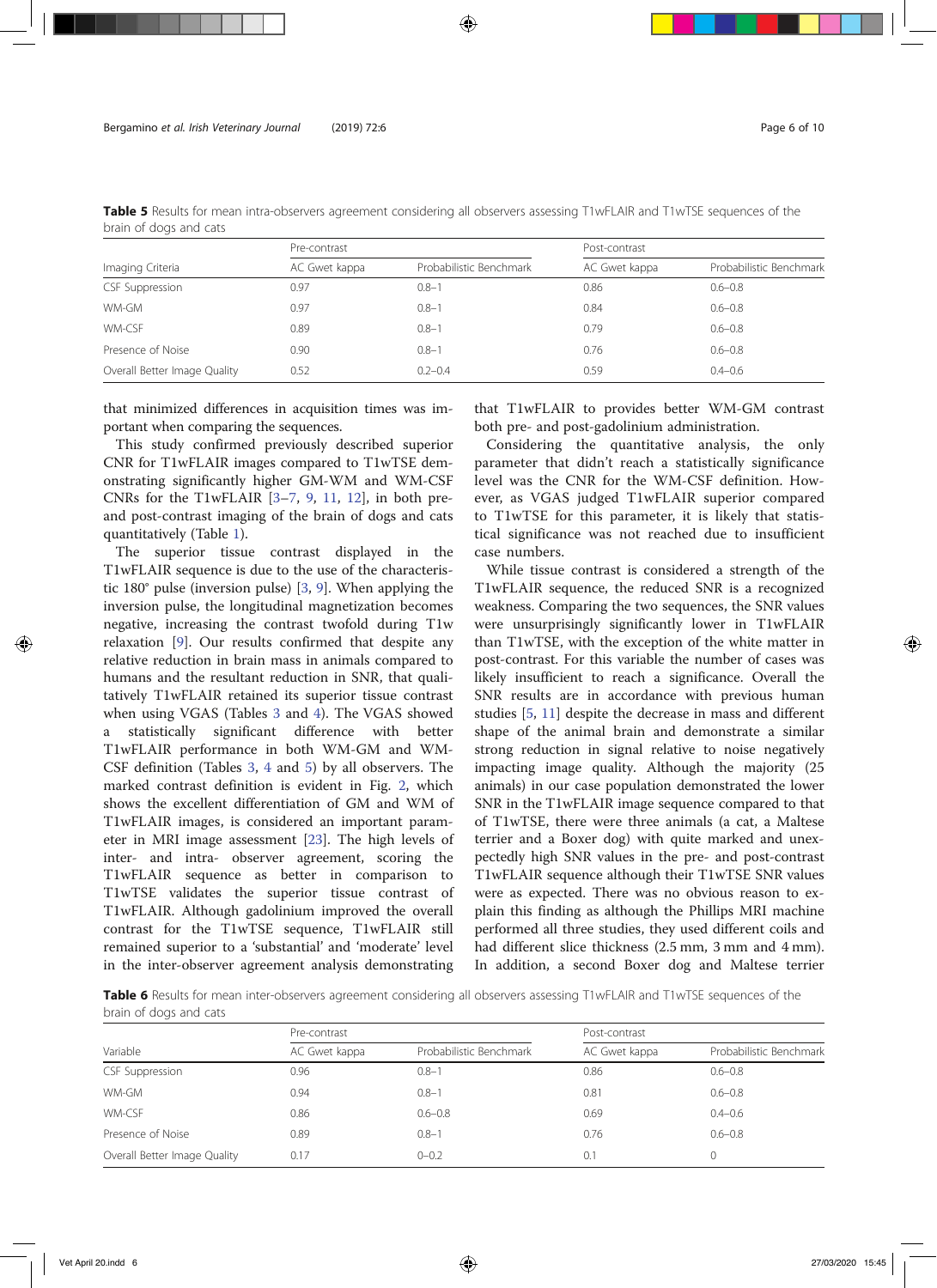**Table 5** Results for mean intra-observers agreement considering all observers assessing T1wFLAIR and T1wTSE sequences of the brain of dogs and cats

| | Pre-contrast | | Post-contrast | |
|---|---|---|---|---|
| Imaging Criteria | AC Gwet kappa | Probabilistic Benchmark | AC Gwet kappa | Probabilistic Benchmark |
| CSF Suppression | 0.97 | 0.8–1 | 0.86 | 0.6–0.8 |
| WM-GM | 0.97 | 0.8–1 | 0.84 | 0.6–0.8 |
| WM-CSF | 0.89 | 0.8–1 | 0.79 | 0.6–0.8 |
| Presence of Noise | 0.90 | 0.8–1 | 0.76 | 0.6–0.8 |
| Overall Better Image Quality | 0.52 | 0.2–0.4 | 0.59 | 0.4–0.6 |

that minimized differences in acquisition times was important when comparing the sequences.

This study confirmed previously described superior CNR for T1wFLAIR images compared to T1wTSE demonstrating significantly higher GM-WM and WM-CSF CNRs for the T1wFLAIR [3–7, 9, 11, 12], in both pre- and post-contrast imaging of the brain of dogs and cats quantitatively (Table 1).

The superior tissue contrast displayed in the T1wFLAIR sequence is due to the use of the characteristic 180° pulse (inversion pulse) [3, 9]. When applying the inversion pulse, the longitudinal magnetization becomes negative, increasing the contrast twofold during T1w relaxation [9]. Our results confirmed that despite any relative reduction in brain mass in animals compared to humans and the resultant reduction in SNR, that qualitatively T1wFLAIR retained its superior tissue contrast when using VGAS (Tables 3 and 4). The VGAS showed a statistically significant difference with better T1wFLAIR performance in both WM-GM and WM-CSF definition (Tables 3, 4 and 5) by all observers. The marked contrast definition is evident in Fig. 2, which shows the excellent differentiation of GM and WM of T1wFLAIR images, is considered an important parameter in MRI image assessment [23]. The high levels of inter- and intra- observer agreement, scoring the T1wFLAIR sequence as better in comparison to T1wTSE validates the superior tissue contrast of T1wFLAIR. Although gadolinium improved the overall contrast for the T1wTSE sequence, T1wFLAIR still remained superior to a 'substantial' and 'moderate' level in the inter-observer agreement analysis demonstrating that T1wFLAIR to provides better WM-GM contrast both pre- and post-gadolinium administration.

Considering the quantitative analysis, the only parameter that didn't reach a statistically significance level was the CNR for the WM-CSF definition. However, as VGAS judged T1wFLAIR superior compared to T1wTSE for this parameter, it is likely that statistical significance was not reached due to insufficient case numbers.

While tissue contrast is considered a strength of the T1wFLAIR sequence, the reduced SNR is a recognized weakness. Comparing the two sequences, the SNR values were unsurprisingly significantly lower in T1wFLAIR than T1wTSE, with the exception of the white matter in post-contrast. For this variable the number of cases was likely insufficient to reach a significance. Overall the SNR results are in accordance with previous human studies [5, 11] despite the decrease in mass and different shape of the animal brain and demonstrate a similar strong reduction in signal relative to noise negatively impacting image quality. Although the majority (25 animals) in our case population demonstrated the lower SNR in the T1wFLAIR image sequence compared to that of T1wTSE, there were three animals (a cat, a Maltese terrier and a Boxer dog) with quite marked and unexpectedly high SNR values in the pre- and post-contrast T1wFLAIR sequence although their T1wTSE SNR values were as expected. There was no obvious reason to explain this finding as although the Phillips MRI machine performed all three studies, they used different coils and had different slice thickness (2.5 mm, 3 mm and 4 mm). In addition, a second Boxer dog and Maltese terrier

**Table 6** Results for mean inter-observers agreement considering all observers assessing T1wFLAIR and T1wTSE sequences of the brain of dogs and cats

| | Pre-contrast | | Post-contrast | |
|---|---|---|---|---|
| Variable | AC Gwet kappa | Probabilistic Benchmark | AC Gwet kappa | Probabilistic Benchmark |
| CSF Suppression | 0.96 | 0.8–1 | 0.86 | 0.6–0.8 |
| WM-GM | 0.94 | 0.8–1 | 0.81 | 0.6–0.8 |
| WM-CSF | 0.86 | 0.6–0.8 | 0.69 | 0.4–0.6 |
| Presence of Noise | 0.89 | 0.8–1 | 0.76 | 0.6–0.8 |
| Overall Better Image Quality | 0.17 | 0–0.2 | 0.1 | 0 |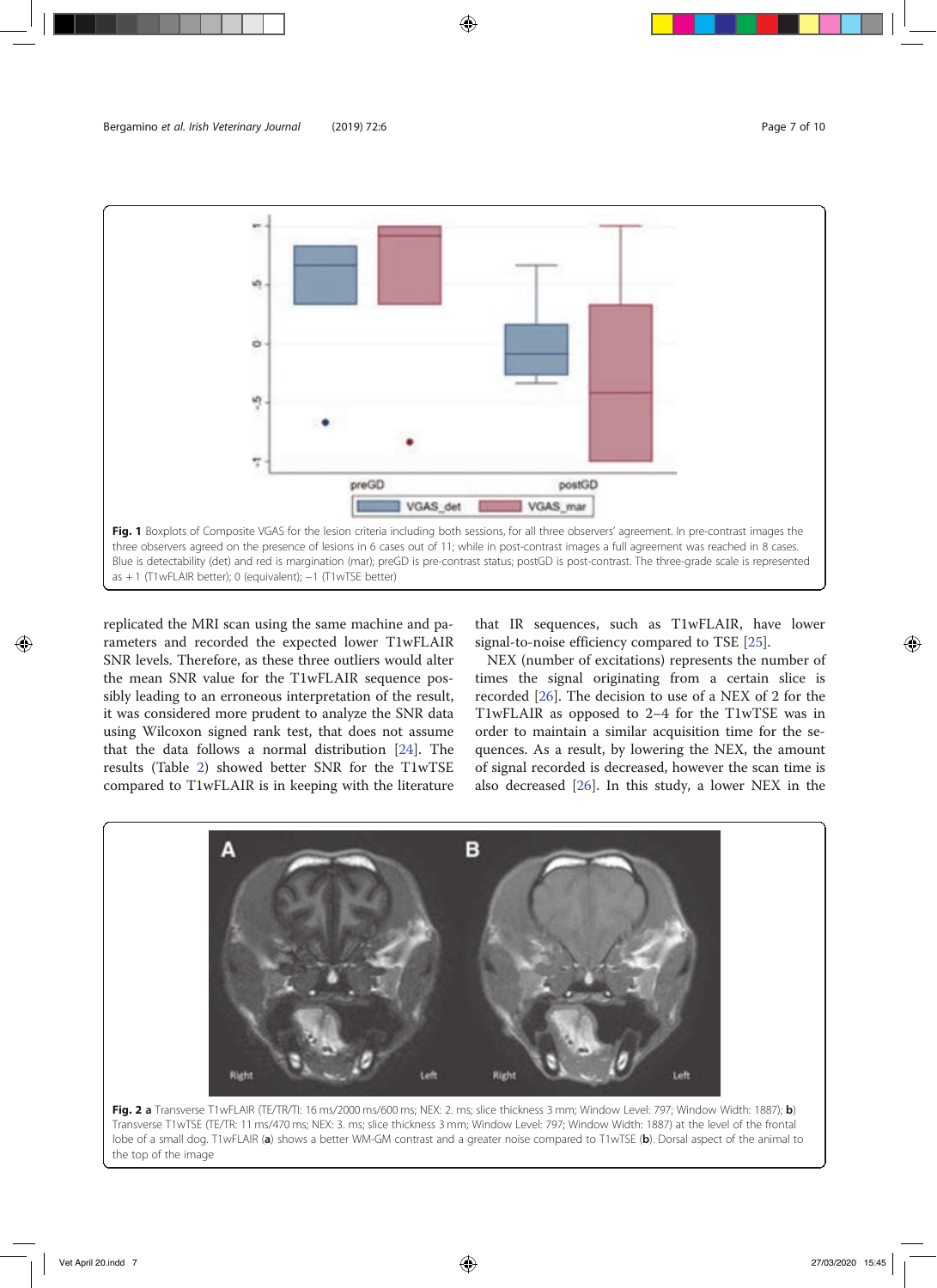**Fig. 1** Boxplots of Composite VGAS for the lesion criteria including both sessions, for all three observers' agreement. In pre-contrast images the three observers agreed on the presence of lesions in 6 cases out of 11; while in post-contrast images a full agreement was reached in 8 cases. Blue is detectability (det) and red is margination (mar); preGD is pre-contrast status; postGD is post-contrast. The three-grade scale is represented as + 1 (T1wFLAIR better); 0 (equivalent); −1 (T1wTSE better)

replicated the MRI scan using the same machine and parameters and recorded the expected lower T1wFLAIR SNR levels. Therefore, as these three outliers would alter the mean SNR value for the T1wFLAIR sequence possibly leading to an erroneous interpretation of the result, it was considered more prudent to analyze the SNR data using Wilcoxon signed rank test, that does not assume that the data follows a normal distribution [24]. The results (Table 2) showed better SNR for the T1wTSE compared to T1wFLAIR is in keeping with the literature that IR sequences, such as T1wFLAIR, have lower signal-to-noise efficiency compared to TSE [25].

NEX (number of excitations) represents the number of times the signal originating from a certain slice is recorded [26]. The decision to use of a NEX of 2 for the T1wFLAIR as opposed to 2–4 for the T1wTSE was in order to maintain a similar acquisition time for the sequences. As a result, by lowering the NEX, the amount of signal recorded is decreased, however the scan time is also decreased [26]. In this study, a lower NEX in the

**Fig. 2** **a** Transverse T1wFLAIR (TE/TR/TI: 16 ms/2000 ms/600 ms; NEX: 2. ms; slice thickness 3 mm; Window Level: 797; Window Width: 1887); **b**) Transverse T1wTSE (TE/TR: 11 ms/470 ms; NEX: 3. ms; slice thickness 3 mm; Window Level: 797; Window Width: 1887) at the level of the frontal lobe of a small dog. T1wFLAIR (**a**) shows a better WM-GM contrast and a greater noise compared to T1wTSE (**b**). Dorsal aspect of the animal to the top of the image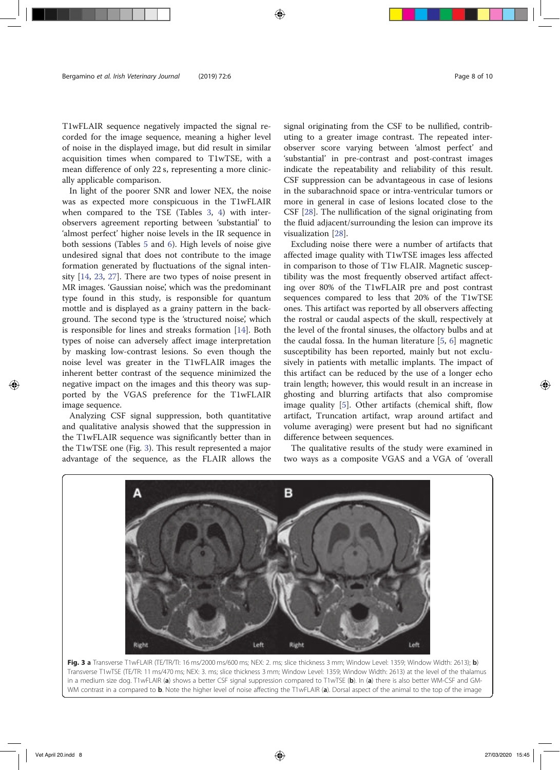T1wFLAIR sequence negatively impacted the signal recorded for the image sequence, meaning a higher level of noise in the displayed image, but did result in similar acquisition times when compared to T1wTSE, with a mean difference of only 22 s, representing a more clinically applicable comparison.

In light of the poorer SNR and lower NEX, the noise was as expected more conspicuous in the T1wFLAIR when compared to the TSE (Tables 3, 4) with inter-observers agreement reporting between 'substantial' to 'almost perfect' higher noise levels in the IR sequence in both sessions (Tables 5 and 6). High levels of noise give undesired signal that does not contribute to the image formation generated by fluctuations of the signal intensity [14, 23, 27]. There are two types of noise present in MR images. 'Gaussian noise', which was the predominant type found in this study, is responsible for quantum mottle and is displayed as a grainy pattern in the background. The second type is the 'structured noise', which is responsible for lines and streaks formation [14]. Both types of noise can adversely affect image interpretation by masking low-contrast lesions. So even though the noise level was greater in the T1wFLAIR images the inherent better contrast of the sequence minimized the negative impact on the images and this theory was supported by the VGAS preference for the T1wFLAIR image sequence.

Analyzing CSF signal suppression, both quantitative and qualitative analysis showed that the suppression in the T1wFLAIR sequence was significantly better than in the T1wTSE one (Fig. 3). This result represented a major advantage of the sequence, as the FLAIR allows the signal originating from the CSF to be nullified, contributing to a greater image contrast. The repeated inter-observer score varying between 'almost perfect' and 'substantial' in pre-contrast and post-contrast images indicate the repeatability and reliability of this result. CSF suppression can be advantageous in case of lesions in the subarachnoid space or intra-ventricular tumors or more in general in case of lesions located close to the CSF [28]. The nullification of the signal originating from the fluid adjacent/surrounding the lesion can improve its visualization [28].

Excluding noise there were a number of artifacts that affected image quality with T1wTSE images less affected in comparison to those of T1w FLAIR. Magnetic susceptibility was the most frequently observed artifact affecting over 80% of the T1wFLAIR pre and post contrast sequences compared to less that 20% of the T1wTSE ones. This artifact was reported by all observers affecting the rostral or caudal aspects of the skull, respectively at the level of the frontal sinuses, the olfactory bulbs and at the caudal fossa. In the human literature [5, 6] magnetic susceptibility has been reported, mainly but not exclusively in patients with metallic implants. The impact of this artifact can be reduced by the use of a longer echo train length; however, this would result in an increase in ghosting and blurring artifacts that also compromise image quality [5]. Other artifacts (chemical shift, flow artifact, Truncation artifact, wrap around artifact and volume averaging) were present but had no significant difference between sequences.

The qualitative results of the study were examined in two ways as a composite VGAS and a VGA of 'overall

**Fig. 3 a** Transverse T1wFLAIR (TE/TR/TI: 16 ms/2000 ms/600 ms; NEX: 2. ms; slice thickness 3 mm; Window Level: 1359; Window Width: 2613); **b**) Transverse T1wTSE (TE/TR: 11 ms/470 ms; NEX: 3. ms; slice thickness 3 mm; Window Level: 1359; Window Width: 2613) at the level of the thalamus in a medium size dog. T1wFLAIR (**a**) shows a better CSF signal suppression compared to T1wTSE (**b**). In (**a**) there is also better WM-CSF and GM-WM contrast in **a** compared to **b**. Note the higher level of noise affecting the T1wFLAIR (**a**). Dorsal aspect of the animal to the top of the image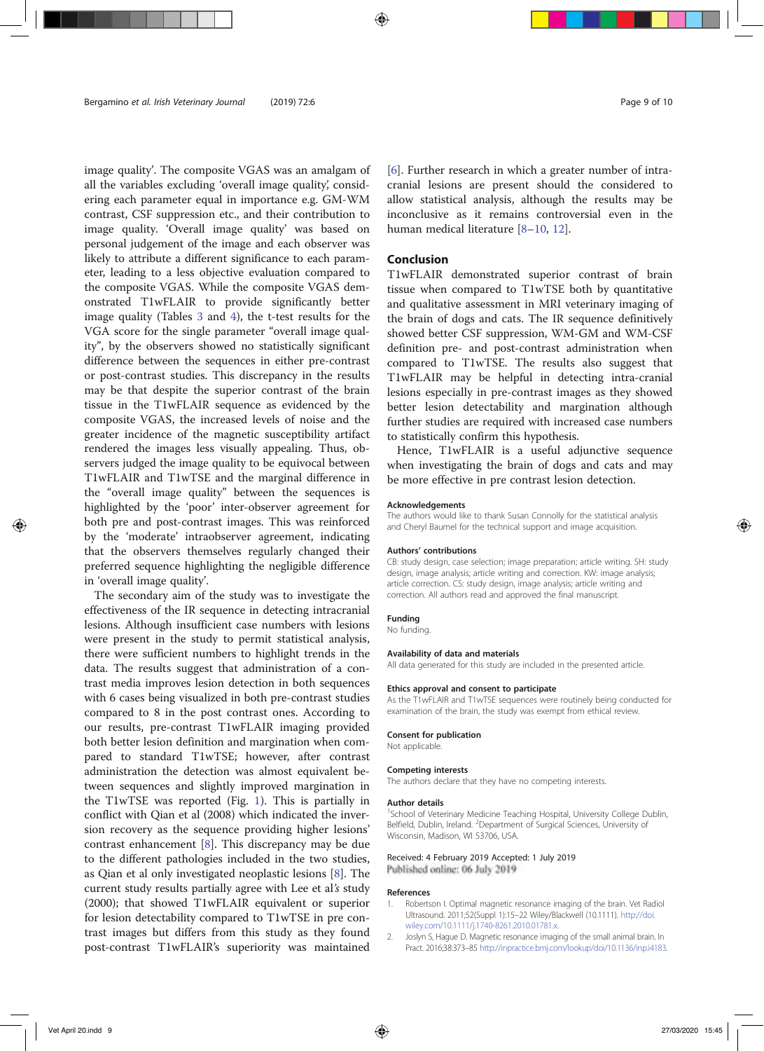image quality'. The composite VGAS was an amalgam of all the variables excluding 'overall image quality', considering each parameter equal in importance e.g. GM-WM contrast, CSF suppression etc., and their contribution to image quality. 'Overall image quality' was based on personal judgement of the image and each observer was likely to attribute a different significance to each parameter, leading to a less objective evaluation compared to the composite VGAS. While the composite VGAS demonstrated T1wFLAIR to provide significantly better image quality (Tables 3 and 4), the t-test results for the VGA score for the single parameter "overall image quality", by the observers showed no statistically significant difference between the sequences in either pre-contrast or post-contrast studies. This discrepancy in the results may be that despite the superior contrast of the brain tissue in the T1wFLAIR sequence as evidenced by the composite VGAS, the increased levels of noise and the greater incidence of the magnetic susceptibility artifact rendered the images less visually appealing. Thus, observers judged the image quality to be equivocal between T1wFLAIR and T1wTSE and the marginal difference in the "overall image quality" between the sequences is highlighted by the 'poor' inter-observer agreement for both pre and post-contrast images. This was reinforced by the 'moderate' intraobserver agreement, indicating that the observers themselves regularly changed their preferred sequence highlighting the negligible difference in 'overall image quality'.

The secondary aim of the study was to investigate the effectiveness of the IR sequence in detecting intracranial lesions. Although insufficient case numbers with lesions were present in the study to permit statistical analysis, there were sufficient numbers to highlight trends in the data. The results suggest that administration of a contrast media improves lesion detection in both sequences with 6 cases being visualized in both pre-contrast studies compared to 8 in the post contrast ones. According to our results, pre-contrast T1wFLAIR imaging provided both better lesion definition and margination when compared to standard T1wTSE; however, after contrast administration the detection was almost equivalent between sequences and slightly improved margination in the T1wTSE was reported (Fig. 1). This is partially in conflict with Qian et al (2008) which indicated the inversion recovery as the sequence providing higher lesions' contrast enhancement [8]. This discrepancy may be due to the different pathologies included in the two studies, as Qian et al only investigated neoplastic lesions [8]. The current study results partially agree with Lee et al*'s* study (2000); that showed T1wFLAIR equivalent or superior for lesion detectability compared to T1wTSE in pre contrast images but differs from this study as they found post-contrast T1wFLAIR's superiority was maintained [6]. Further research in which a greater number of intracranial lesions are present should the considered to allow statistical analysis, although the results may be inconclusive as it remains controversial even in the human medical literature [8–10, 12].

## Conclusion

T1wFLAIR demonstrated superior contrast of brain tissue when compared to T1wTSE both by quantitative and qualitative assessment in MRI veterinary imaging of the brain of dogs and cats. The IR sequence definitively showed better CSF suppression, WM-GM and WM-CSF definition pre- and post-contrast administration when compared to T1wTSE. The results also suggest that T1wFLAIR may be helpful in detecting intra-cranial lesions especially in pre-contrast images as they showed better lesion detectability and margination although further studies are required with increased case numbers to statistically confirm this hypothesis.

Hence, T1wFLAIR is a useful adjunctive sequence when investigating the brain of dogs and cats and may be more effective in pre contrast lesion detection.

#### Acknowledgements

The authors would like to thank Susan Connolly for the statistical analysis and Cheryl Baumel for the technical support and image acquisition.

#### Authors' contributions

CB: study design, case selection; image preparation; article writing. SH: study design, image analysis; article writing and correction. KW: image analysis; article correction. CS: study design, image analysis; article writing and correction. All authors read and approved the final manuscript.

#### Funding

No funding.

#### Availability of data and materials

All data generated for this study are included in the presented article.

#### Ethics approval and consent to participate

As the T1wFLAIR and T1wTSE sequences were routinely being conducted for examination of the brain, the study was exempt from ethical review.

#### Consent for publication

Not applicable.

#### Competing interests

The authors declare that they have no competing interests.

#### Author details

[1]School of Veterinary Medicine Teaching Hospital, University College Dublin, Belfield, Dublin, Ireland. [2]Department of Surgical Sciences, University of Wisconsin, Madison, WI 53706, USA.

Received: 4 February 2019 Accepted: 1 July 2019
Published online: 06 July 2019

#### References

1. Robertson I. Optimal magnetic resonance imaging of the brain. Vet Radiol Ultrasound. 2011;52(Suppl 1):15–22 Wiley/Blackwell (10.1111). http://doi.wiley.com/10.1111/j.1740-8261.2010.01781.x.
2. Joslyn S, Hague D. Magnetic resonance imaging of the small animal brain. In Pract. 2016;38:373–85 http://inpractice.bmj.com/lookup/doi/10.1136/inp.i4183.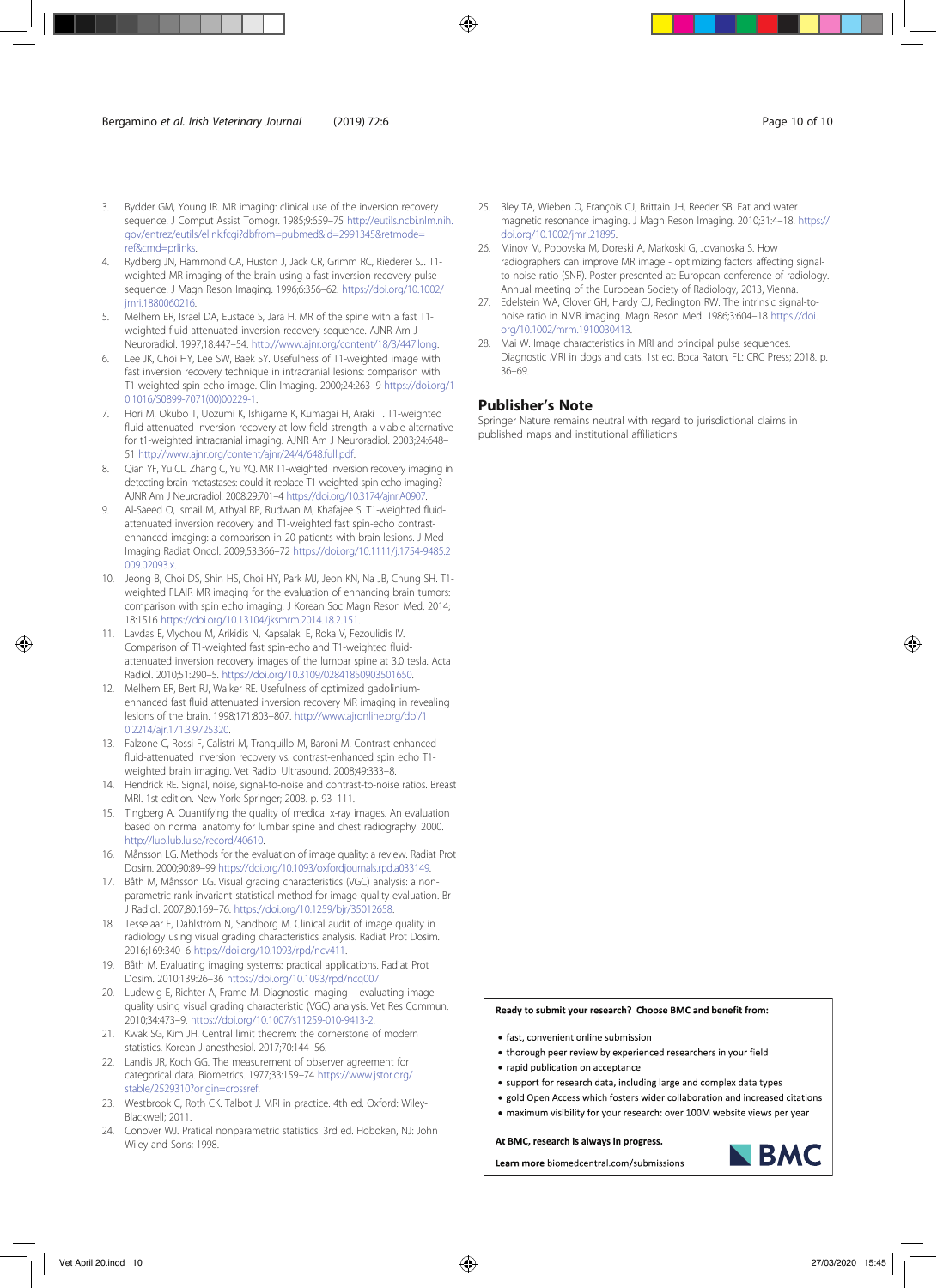3. Bydder GM, Young IR. MR imaging: clinical use of the inversion recovery sequence. J Comput Assist Tomogr. 1985;9:659–75 http://eutils.ncbi.nlm.nih.gov/entrez/eutils/elink.fcgi?dbfrom=pubmed&id=2991345&retmode=ref&cmd=prlinks.
4. Rydberg JN, Hammond CA, Huston J, Jack CR, Grimm RC, Riederer SJ. T1-weighted MR imaging of the brain using a fast inversion recovery pulse sequence. J Magn Reson Imaging. 1996;6:356–62. https://doi.org/10.1002/jmri.1880060216.
5. Melhem ER, Israel DA, Eustace S, Jara H. MR of the spine with a fast T1-weighted fluid-attenuated inversion recovery sequence. AJNR Am J Neuroradiol. 1997;18:447–54. http://www.ajnr.org/content/18/3/447.long.
6. Lee JK, Choi HY, Lee SW, Baek SY. Usefulness of T1-weighted image with fast inversion recovery technique in intracranial lesions: comparison with T1-weighted spin echo image. Clin Imaging. 2000;24:263–9 https://doi.org/10.1016/S0899-7071(00)00229-1.
7. Hori M, Okubo T, Uozumi K, Ishigame K, Kumagai H, Araki T. T1-weighted fluid-attenuated inversion recovery at low field strength: a viable alternative for t1-weighted intracranial imaging. AJNR Am J Neuroradiol. 2003;24:648–51 http://www.ajnr.org/content/ajnr/24/4/648.full.pdf.
8. Qian YF, Yu CL, Zhang C, Yu YQ. MR T1-weighted inversion recovery imaging in detecting brain metastases: could it replace T1-weighted spin-echo imaging? AJNR Am J Neuroradiol. 2008;29:701–4 https://doi.org/10.3174/ajnr.A0907.
9. Al-Saeed O, Ismail M, Athyal RP, Rudwan M, Khafajee S. T1-weighted fluid-attenuated inversion recovery and T1-weighted fast spin-echo contrast-enhanced imaging: a comparison in 20 patients with brain lesions. J Med Imaging Radiat Oncol. 2009;53:366–72 https://doi.org/10.1111/j.1754-9485.2009.02093.x.
10. Jeong B, Choi DS, Shin HS, Choi HY, Park MJ, Jeon KN, Na JB, Chung SH. T1-weighted FLAIR MR imaging for the evaluation of enhancing brain tumors: comparison with spin echo imaging. J Korean Soc Magn Reson Med. 2014;18:1516 https://doi.org/10.13104/jksmrm.2014.18.2.151.
11. Lavdas E, Vlychou M, Arikidis N, Kapsalaki E, Roka V, Fezoulidis IV. Comparison of T1-weighted fast spin-echo and T1-weighted fluid-attenuated inversion recovery images of the lumbar spine at 3.0 tesla. Acta Radiol. 2010;51:290–5. https://doi.org/10.3109/02841850903501650.
12. Melhem ER, Bert RJ, Walker RE. Usefulness of optimized gadolinium-enhanced fast fluid attenuated inversion recovery MR imaging in revealing lesions of the brain. 1998;171:803–807. http://www.ajronline.org/doi/10.2214/ajr.171.3.9725320.
13. Falzone C, Rossi F, Calistri M, Tranquillo M, Baroni M. Contrast-enhanced fluid-attenuated inversion recovery vs. contrast-enhanced spin echo T1-weighted brain imaging. Vet Radiol Ultrasound. 2008;49:333–8.
14. Hendrick RE. Signal, noise, signal-to-noise and contrast-to-noise ratios. Breast MRI. 1st edition. New York: Springer; 2008. p. 93–111.
15. Tingberg A. Quantifying the quality of medical x-ray images. An evaluation based on normal anatomy for lumbar spine and chest radiography. 2000. http://lup.lub.lu.se/record/40610.
16. Månsson LG. Methods for the evaluation of image quality: a review. Radiat Prot Dosim. 2000;90:89–99 https://doi.org/10.1093/oxfordjournals.rpd.a033149.
17. Båth M, Månsson LG. Visual grading characteristics (VGC) analysis: a non-parametric rank-invariant statistical method for image quality evaluation. Br J Radiol. 2007;80:169–76. https://doi.org/10.1259/bjr/35012658.
18. Tesselaar E, Dahlström N, Sandborg M. Clinical audit of image quality in radiology using visual grading characteristics analysis. Radiat Prot Dosim. 2016;169:340–6 https://doi.org/10.1093/rpd/ncv411.
19. Båth M. Evaluating imaging systems: practical applications. Radiat Prot Dosim. 2010;139:26–36 https://doi.org/10.1093/rpd/ncq007.
20. Ludewig E, Richter A, Frame M. Diagnostic imaging – evaluating image quality using visual grading characteristic (VGC) analysis. Vet Res Commun. 2010;34:473–9. https://doi.org/10.1007/s11259-010-9413-2.
21. Kwak SG, Kim JH. Central limit theorem: the cornerstone of modern statistics. Korean J anesthesiol. 2017;70:144–56.
22. Landis JR, Koch GG. The measurement of observer agreement for categorical data. Biometrics. 1977;33:159–74 https://www.jstor.org/stable/2529310?origin=crossref.
23. Westbrook C, Roth CK. Talbot J. MRI in practice. 4th ed. Oxford: Wiley-Blackwell; 2011.
24. Conover WJ. Pratical nonparametric statistics. 3rd ed. Hoboken, NJ: John Wiley and Sons; 1998.
25. Bley TA, Wieben O, François CJ, Brittain JH, Reeder SB. Fat and water magnetic resonance imaging. J Magn Reson Imaging. 2010;31:4–18. https://doi.org/10.1002/jmri.21895.
26. Minov M, Popovska M, Doreski A, Markoski G, Jovanoska S. How radiographers can improve MR image - optimizing factors affecting signal-to-noise ratio (SNR). Poster presented at: European conference of radiology. Annual meeting of the European Society of Radiology, 2013, Vienna.
27. Edelstein WA, Glover GH, Hardy CJ, Redington RW. The intrinsic signal-to-noise ratio in NMR imaging. Magn Reson Med. 1986;3:604–18 https://doi.org/10.1002/mrm.1910030413.
28. Mai W. Image characteristics in MRI and principal pulse sequences. Diagnostic MRI in dogs and cats. 1st ed. Boca Raton, FL: CRC Press; 2018. p. 36–69.

## Publisher's Note

Springer Nature remains neutral with regard to jurisdictional claims in published maps and institutional affiliations.

**Ready to submit your research? Choose BMC and benefit from:**

- fast, convenient online submission
- thorough peer review by experienced researchers in your field
- rapid publication on acceptance
- support for research data, including large and complex data types
- gold Open Access which fosters wider collaboration and increased citations
- maximum visibility for your research: over 100M website views per year

**At BMC, research is always in progress.**

**Learn more** biomedcentral.com/submissions

BMC